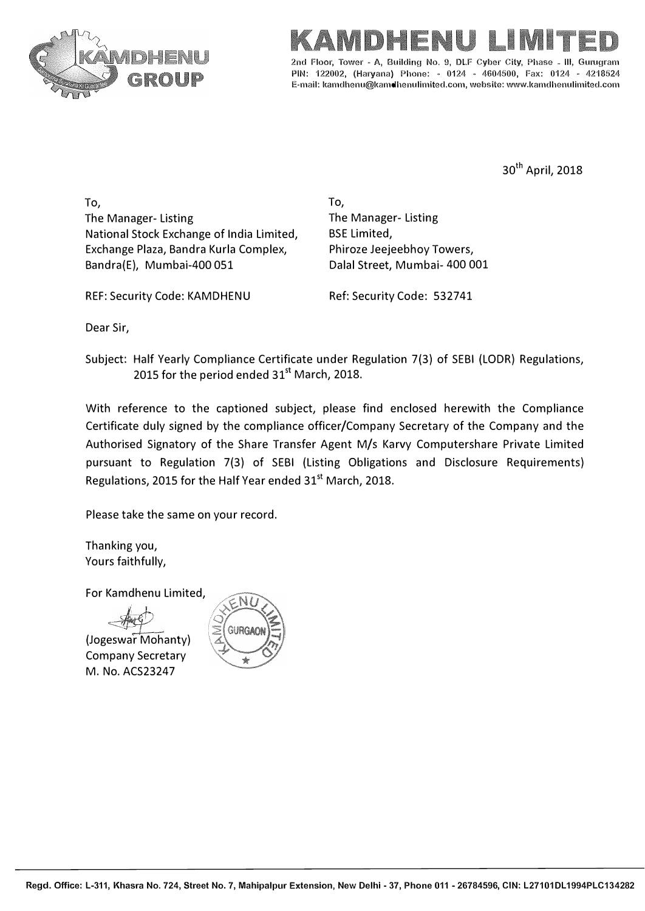# KAMDHENU LIMITED

2nd Floor, Tower - A, Building No. 9, DLF Cyber City, Phase - III, Gurugram PIN: 122002, (Haryana) Phone: - 0124 - 4604500, Fax: 0124 - 4218524 E-mail: kamdhenu@kamdhenulimited.com, website: www.kamdhenulimited.com

30th April, 2018

To,
The Manager- Listing
National Stock Exchange of India Limited,
Exchange Plaza, Bandra Kurla Complex,
Bandra(E), Mumbai-400 051

REF: Security Code: KAMDHENU

To,
The Manager- Listing
BSE Limited,
Phiroze Jeejeebhoy Towers,
Dalal Street, Mumbai- 400 001

Ref: Security Code: 532741

Dear Sir,

Subject: Half Yearly Compliance Certificate under Regulation 7(3) of SEBI (LODR) Regulations, 2015 for the period ended 31st March, 2018.

With reference to the captioned subject, please find enclosed herewith the Compliance Certificate duly signed by the compliance officer/Company Secretary of the Company and the Authorised Signatory of the Share Transfer Agent M/s Karvy Computershare Private Limited pursuant to Regulation 7(3) of SEBI (Listing Obligations and Disclosure Requirements) Regulations, 2015 for the Half Year ended 31st March, 2018.

Please take the same on your record.

Thanking you,
Yours faithfully,

For Kamdhenu Limited,

(Jogeswar Mohanty)
Company Secretary
M. No. ACS23247

Regd. Office: L-311, Khasra No. 724, Street No. 7, Mahipalpur Extension, New Delhi - 37, Phone 011 - 26784596, CIN: L27101DL1994PLC134282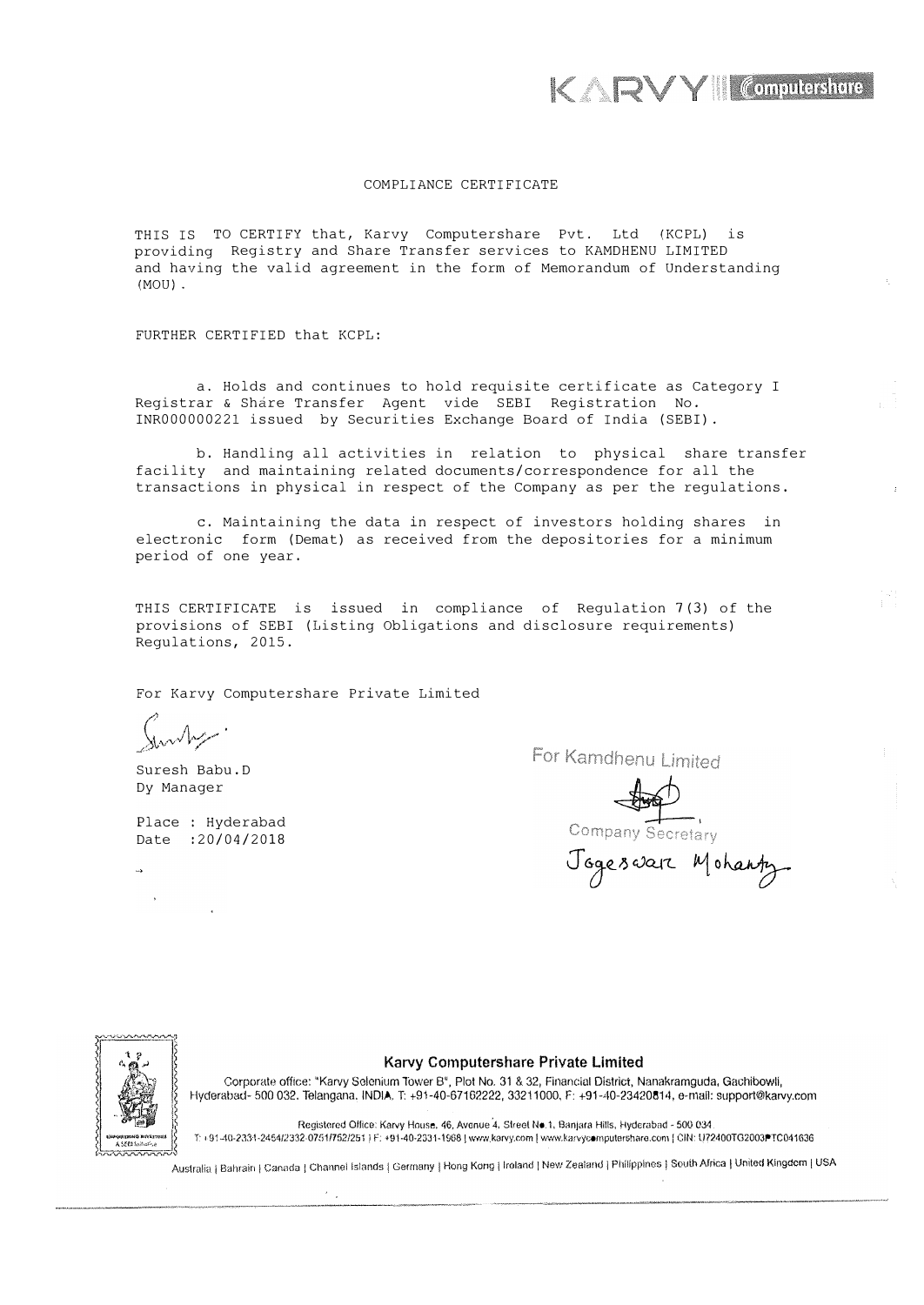KARVY Computershare

## COMPLIANCE CERTIFICATE

THIS IS TO CERTIFY that, Karvy Computershare Pvt. Ltd (KCPL) is providing Registry and Share Transfer services to KAMDHENU LIMITED and having the valid agreement in the form of Memorandum of Understanding (MOU).

FURTHER CERTIFIED that KCPL:

a. Holds and continues to hold requisite certificate as Category I Registrar & Share Transfer Agent vide SEBI Registration No. INR000000221 issued by Securities Exchange Board of India (SEBI).

b. Handling all activities in relation to physical share transfer facility and maintaining related documents/correspondence for all the transactions in physical in respect of the Company as per the regulations.

c. Maintaining the data in respect of investors holding shares in electronic form (Demat) as received from the depositories for a minimum period of one year.

THIS CERTIFICATE is issued in compliance of Regulation 7(3) of the provisions of SEBI (Listing Obligations and disclosure requirements) Regulations, 2015.

For Karvy Computershare Private Limited

Suresh Babu.D
Dy Manager

Place : Hyderabad
Date :20/04/2018

For Kamdhenu Limited

Company Secretary
Jogeswar Mohanty

**Karvy Computershare Private Limited**

Corporate office: "Karvy Selenium Tower B", Plot No. 31 & 32, Financial District, Nanakramguda, Gachibowli, Hyderabad- 500 032. Telangana. INDIA. T: +91-40-67162222, 33211000, F: +91-40-23420814, e-mail: support@karvy.com

Registered Office: Karvy House, 46, Avenue 4, Street No.1, Banjara Hills, Hyderabad - 500 034.
T: +91-40-2331-2454/2332-0751/752/251 | F: +91-40-2331-1968 | www.karvy.com | www.karvycomputershare.com | CIN: U72400TG2003PTC041636

Australia | Bahrain | Canada | Channel Islands | Germany | Hong Kong | Ireland | New Zealand | Philippines | South Africa | United Kingdom | USA